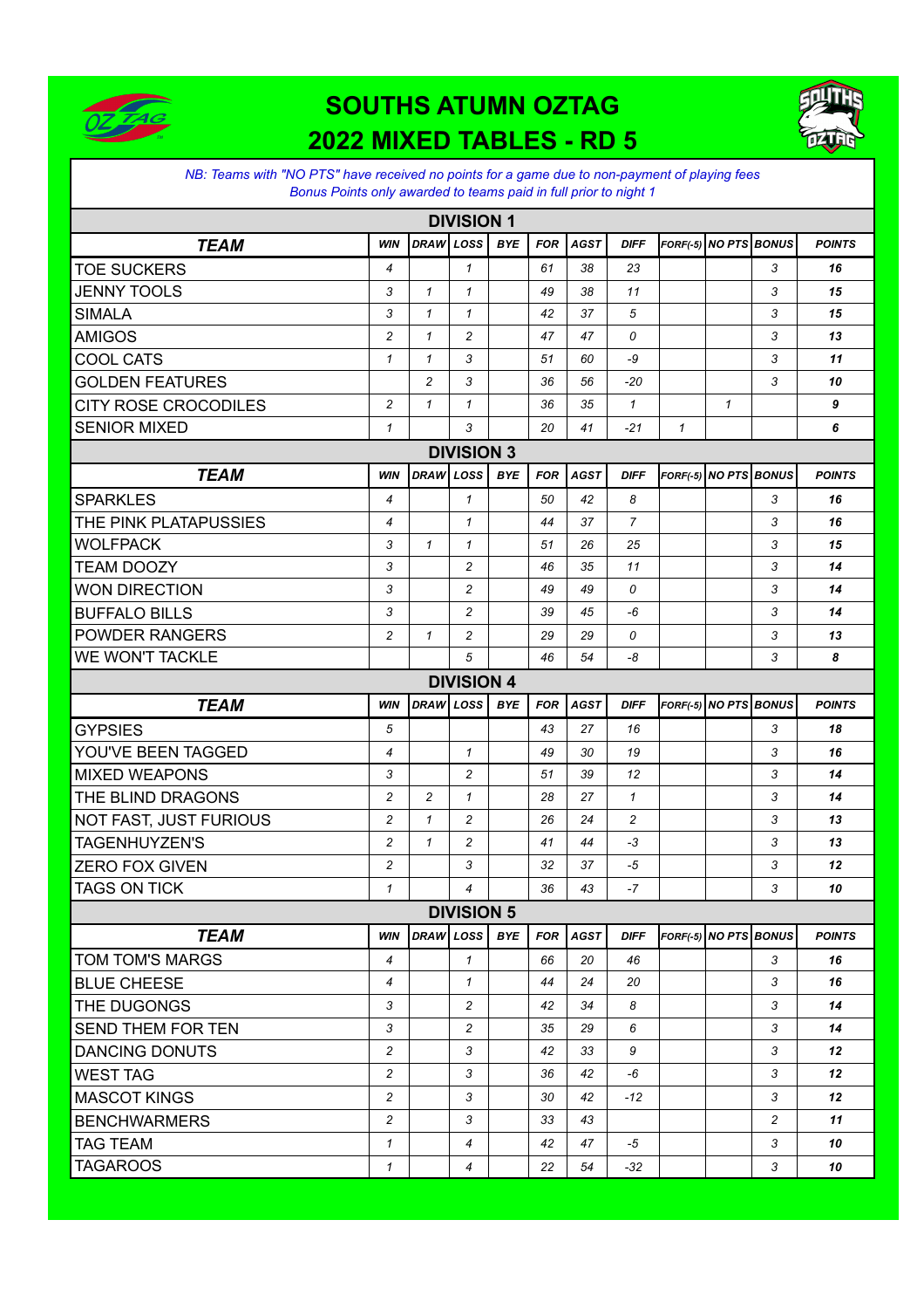# SOUTHS ATUMN OZTAG
# 2022 MIXED TABLES - RD 5

*NB: Teams with "NO PTS" have received no points for a game due to non-payment of playing fees*
*Bonus Points only awarded to teams paid in full prior to night 1*

## DIVISION 1

| TEAM | WIN | DRAW | LOSS | BYE | FOR | AGST | DIFF | FORF(-5) | NO PTS | BONUS | POINTS |
|---|---|---|---|---|---|---|---|---|---|---|---|
| TOE SUCKERS | 4 | | 1 | | 61 | 38 | 23 | | | 3 | 16 |
| JENNY TOOLS | 3 | 1 | 1 | | 49 | 38 | 11 | | | 3 | 15 |
| SIMALA | 3 | 1 | 1 | | 42 | 37 | 5 | | | 3 | 15 |
| AMIGOS | 2 | 1 | 2 | | 47 | 47 | 0 | | | 3 | 13 |
| COOL CATS | 1 | 1 | 3 | | 51 | 60 | -9 | | | 3 | 11 |
| GOLDEN FEATURES | | 2 | 3 | | 36 | 56 | -20 | | | 3 | 10 |
| CITY ROSE CROCODILES | 2 | 1 | 1 | | 36 | 35 | 1 | | 1 | | 9 |
| SENIOR MIXED | 1 | | 3 | | 20 | 41 | -21 | 1 | | | 6 |

## DIVISION 3

| TEAM | WIN | DRAW | LOSS | BYE | FOR | AGST | DIFF | FORF(-5) | NO PTS | BONUS | POINTS |
|---|---|---|---|---|---|---|---|---|---|---|---|
| SPARKLES | 4 | | 1 | | 50 | 42 | 8 | | | 3 | 16 |
| THE PINK PLATAPUSSIES | 4 | | 1 | | 44 | 37 | 7 | | | 3 | 16 |
| WOLFPACK | 3 | 1 | 1 | | 51 | 26 | 25 | | | 3 | 15 |
| TEAM DOOZY | 3 | | 2 | | 46 | 35 | 11 | | | 3 | 14 |
| WON DIRECTION | 3 | | 2 | | 49 | 49 | 0 | | | 3 | 14 |
| BUFFALO BILLS | 3 | | 2 | | 39 | 45 | -6 | | | 3 | 14 |
| POWDER RANGERS | 2 | 1 | 2 | | 29 | 29 | 0 | | | 3 | 13 |
| WE WON'T TACKLE | | | 5 | | 46 | 54 | -8 | | | 3 | 8 |

## DIVISION 4

| TEAM | WIN | DRAW | LOSS | BYE | FOR | AGST | DIFF | FORF(-5) | NO PTS | BONUS | POINTS |
|---|---|---|---|---|---|---|---|---|---|---|---|
| GYPSIES | 5 | | | | 43 | 27 | 16 | | | 3 | 18 |
| YOU'VE BEEN TAGGED | 4 | | 1 | | 49 | 30 | 19 | | | 3 | 16 |
| MIXED WEAPONS | 3 | | 2 | | 51 | 39 | 12 | | | 3 | 14 |
| THE BLIND DRAGONS | 2 | 2 | 1 | | 28 | 27 | 1 | | | 3 | 14 |
| NOT FAST, JUST FURIOUS | 2 | 1 | 2 | | 26 | 24 | 2 | | | 3 | 13 |
| TAGENHUYZEN'S | 2 | 1 | 2 | | 41 | 44 | -3 | | | 3 | 13 |
| ZERO FOX GIVEN | 2 | | 3 | | 32 | 37 | -5 | | | 3 | 12 |
| TAGS ON TICK | 1 | | 4 | | 36 | 43 | -7 | | | 3 | 10 |

## DIVISION 5

| TEAM | WIN | DRAW | LOSS | BYE | FOR | AGST | DIFF | FORF(-5) | NO PTS | BONUS | POINTS |
|---|---|---|---|---|---|---|---|---|---|---|---|
| TOM TOM'S MARGS | 4 | | 1 | | 66 | 20 | 46 | | | 3 | 16 |
| BLUE CHEESE | 4 | | 1 | | 44 | 24 | 20 | | | 3 | 16 |
| THE DUGONGS | 3 | | 2 | | 42 | 34 | 8 | | | 3 | 14 |
| SEND THEM FOR TEN | 3 | | 2 | | 35 | 29 | 6 | | | 3 | 14 |
| DANCING DONUTS | 2 | | 3 | | 42 | 33 | 9 | | | 3 | 12 |
| WEST TAG | 2 | | 3 | | 36 | 42 | -6 | | | 3 | 12 |
| MASCOT KINGS | 2 | | 3 | | 30 | 42 | -12 | | | 3 | 12 |
| BENCHWARMERS | 2 | | 3 | | 33 | 43 | | | | 2 | 11 |
| TAG TEAM | 1 | | 4 | | 42 | 47 | -5 | | | 3 | 10 |
| TAGAROOS | 1 | | 4 | | 22 | 54 | -32 | | | 3 | 10 |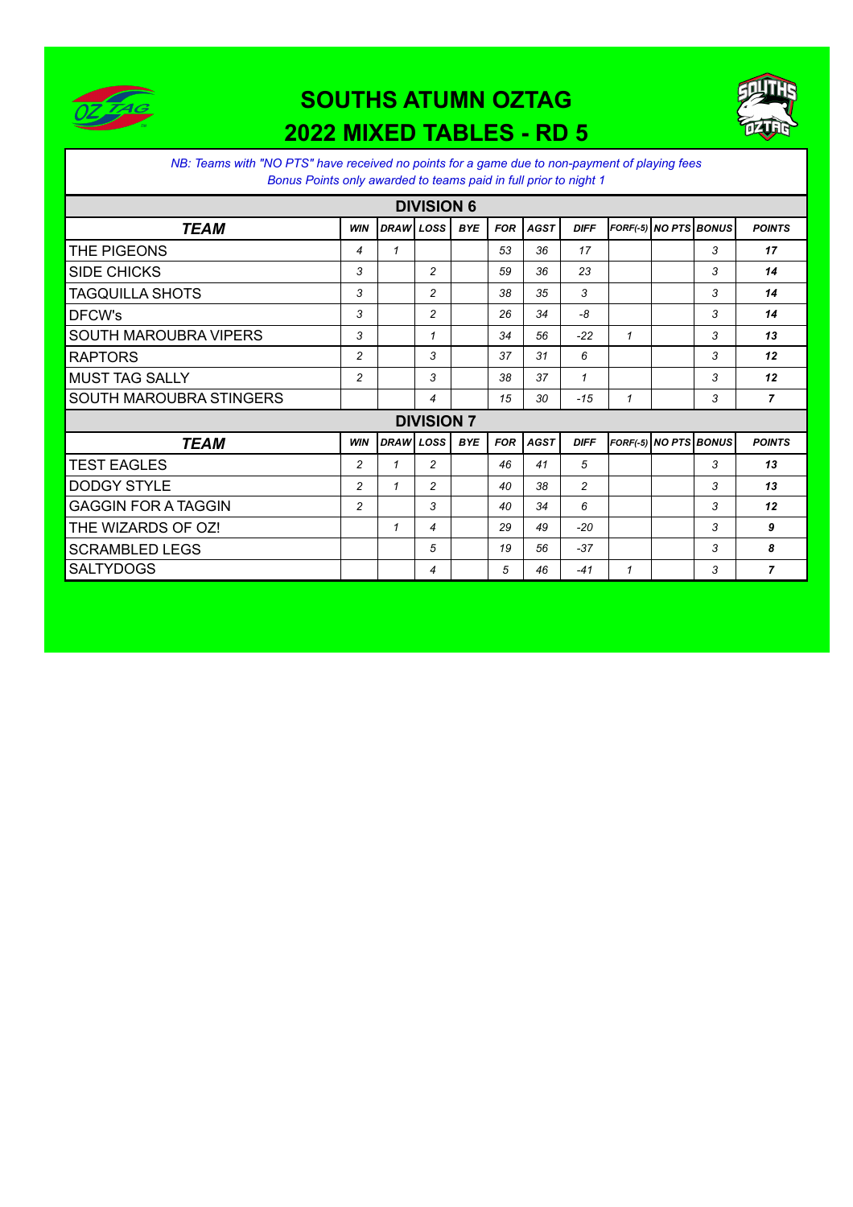# SOUTHS ATUMN OZTAG

## 2022 MIXED TABLES - RD 5

*NB: Teams with "NO PTS" have received no points for a game due to non-payment of playing fees*
*Bonus Points only awarded to teams paid in full prior to night 1*

### DIVISION 6

| TEAM | WIN | DRAW | LOSS | BYE | FOR | AGST | DIFF | FORF(-5) | NO PTS | BONUS | POINTS |
|---|---|---|---|---|---|---|---|---|---|---|---|
| THE PIGEONS | 4 | 1 | | | 53 | 36 | 17 | | | 3 | **17** |
| SIDE CHICKS | 3 | | 2 | | 59 | 36 | 23 | | | 3 | **14** |
| TAGQUILLA SHOTS | 3 | | 2 | | 38 | 35 | 3 | | | 3 | **14** |
| DFCW's | 3 | | 2 | | 26 | 34 | -8 | | | 3 | **14** |
| SOUTH MAROUBRA VIPERS | 3 | | 1 | | 34 | 56 | -22 | 1 | | 3 | **13** |
| RAPTORS | 2 | | 3 | | 37 | 31 | 6 | | | 3 | **12** |
| MUST TAG SALLY | 2 | | 3 | | 38 | 37 | 1 | | | 3 | **12** |
| SOUTH MAROUBRA STINGERS | | | 4 | | 15 | 30 | -15 | 1 | | 3 | **7** |

### DIVISION 7

| TEAM | WIN | DRAW | LOSS | BYE | FOR | AGST | DIFF | FORF(-5) | NO PTS | BONUS | POINTS |
|---|---|---|---|---|---|---|---|---|---|---|---|
| TEST EAGLES | 2 | 1 | 2 | | 46 | 41 | 5 | | | 3 | **13** |
| DODGY STYLE | 2 | 1 | 2 | | 40 | 38 | 2 | | | 3 | **13** |
| GAGGIN FOR A TAGGIN | 2 | | 3 | | 40 | 34 | 6 | | | 3 | **12** |
| THE WIZARDS OF OZ! | | 1 | 4 | | 29 | 49 | -20 | | | 3 | **9** |
| SCRAMBLED LEGS | | | 5 | | 19 | 56 | -37 | | | 3 | **8** |
| SALTYDOGS | | | 4 | | 5 | 46 | -41 | 1 | | 3 | **7** |